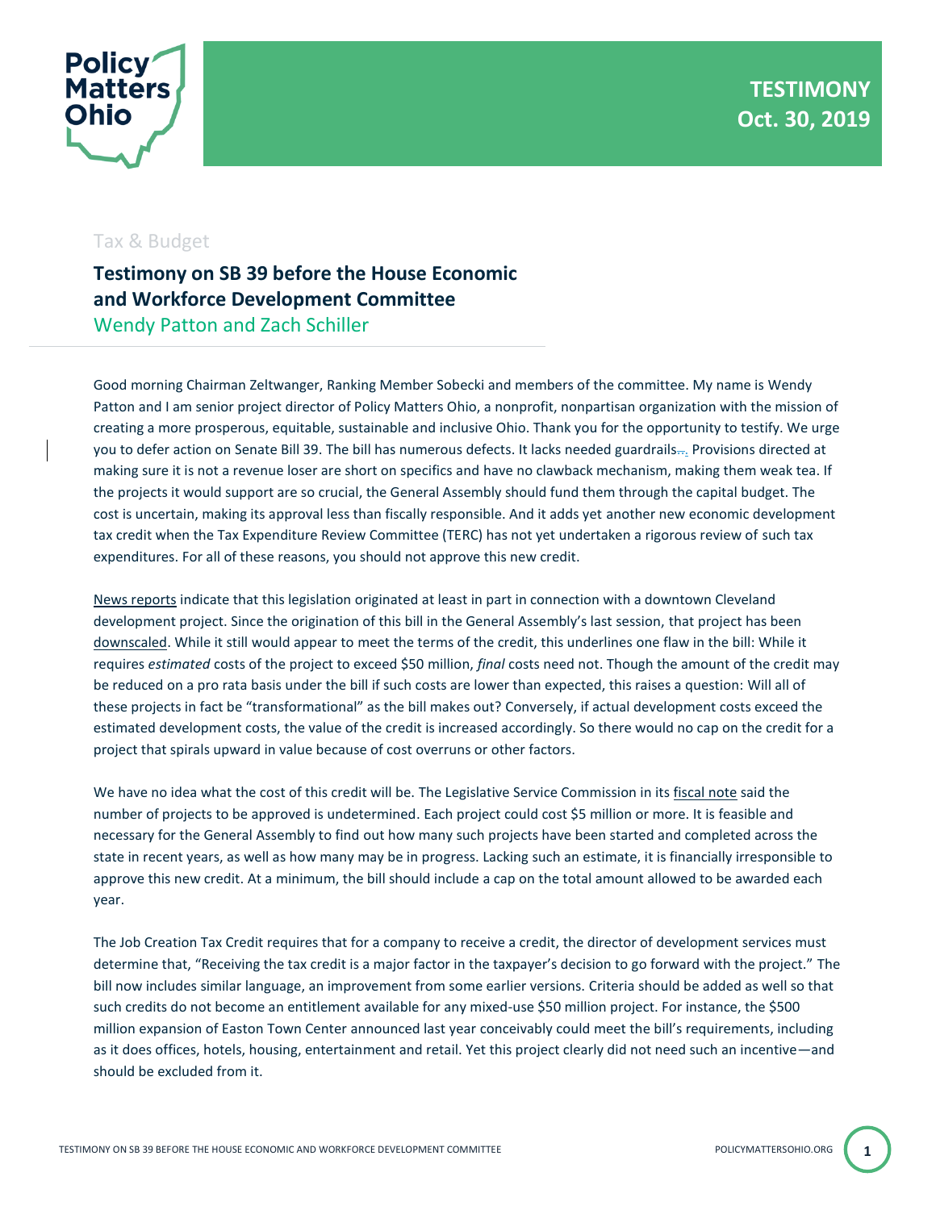Policy Matters Ohio

**TESTIMONY**
**Oct. 30, 2019**

Tax & Budget

# Testimony on SB 39 before the House Economic and Workforce Development Committee

Wendy Patton and Zach Schiller

Good morning Chairman Zeltwanger, Ranking Member Sobecki and members of the committee. My name is Wendy Patton and I am senior project director of Policy Matters Ohio, a nonprofit, nonpartisan organization with the mission of creating a more prosperous, equitable, sustainable and inclusive Ohio. Thank you for the opportunity to testify. We urge you to defer action on Senate Bill 39. The bill has numerous defects. It lacks needed guardrails. Provisions directed at making sure it is not a revenue loser are short on specifics and have no clawback mechanism, making them weak tea. If the projects it would support are so crucial, the General Assembly should fund them through the capital budget. The cost is uncertain, making its approval less than fiscally responsible. And it adds yet another new economic development tax credit when the Tax Expenditure Review Committee (TERC) has not yet undertaken a rigorous review of such tax expenditures. For all of these reasons, you should not approve this new credit.

News reports indicate that this legislation originated at least in part in connection with a downtown Cleveland development project. Since the origination of this bill in the General Assembly's last session, that project has been downscaled. While it still would appear to meet the terms of the credit, this underlines one flaw in the bill: While it requires *estimated* costs of the project to exceed $50 million, *final* costs need not. Though the amount of the credit may be reduced on a pro rata basis under the bill if such costs are lower than expected, this raises a question: Will all of these projects in fact be "transformational" as the bill makes out? Conversely, if actual development costs exceed the estimated development costs, the value of the credit is increased accordingly. So there would no cap on the credit for a project that spirals upward in value because of cost overruns or other factors.

We have no idea what the cost of this credit will be. The Legislative Service Commission in its fiscal note said the number of projects to be approved is undetermined. Each project could cost $5 million or more. It is feasible and necessary for the General Assembly to find out how many such projects have been started and completed across the state in recent years, as well as how many may be in progress. Lacking such an estimate, it is financially irresponsible to approve this new credit. At a minimum, the bill should include a cap on the total amount allowed to be awarded each year.

The Job Creation Tax Credit requires that for a company to receive a credit, the director of development services must determine that, "Receiving the tax credit is a major factor in the taxpayer's decision to go forward with the project." The bill now includes similar language, an improvement from some earlier versions. Criteria should be added as well so that such credits do not become an entitlement available for any mixed-use $50 million project. For instance, the $500 million expansion of Easton Town Center announced last year conceivably could meet the bill's requirements, including as it does offices, hotels, housing, entertainment and retail. Yet this project clearly did not need such an incentive—and should be excluded from it.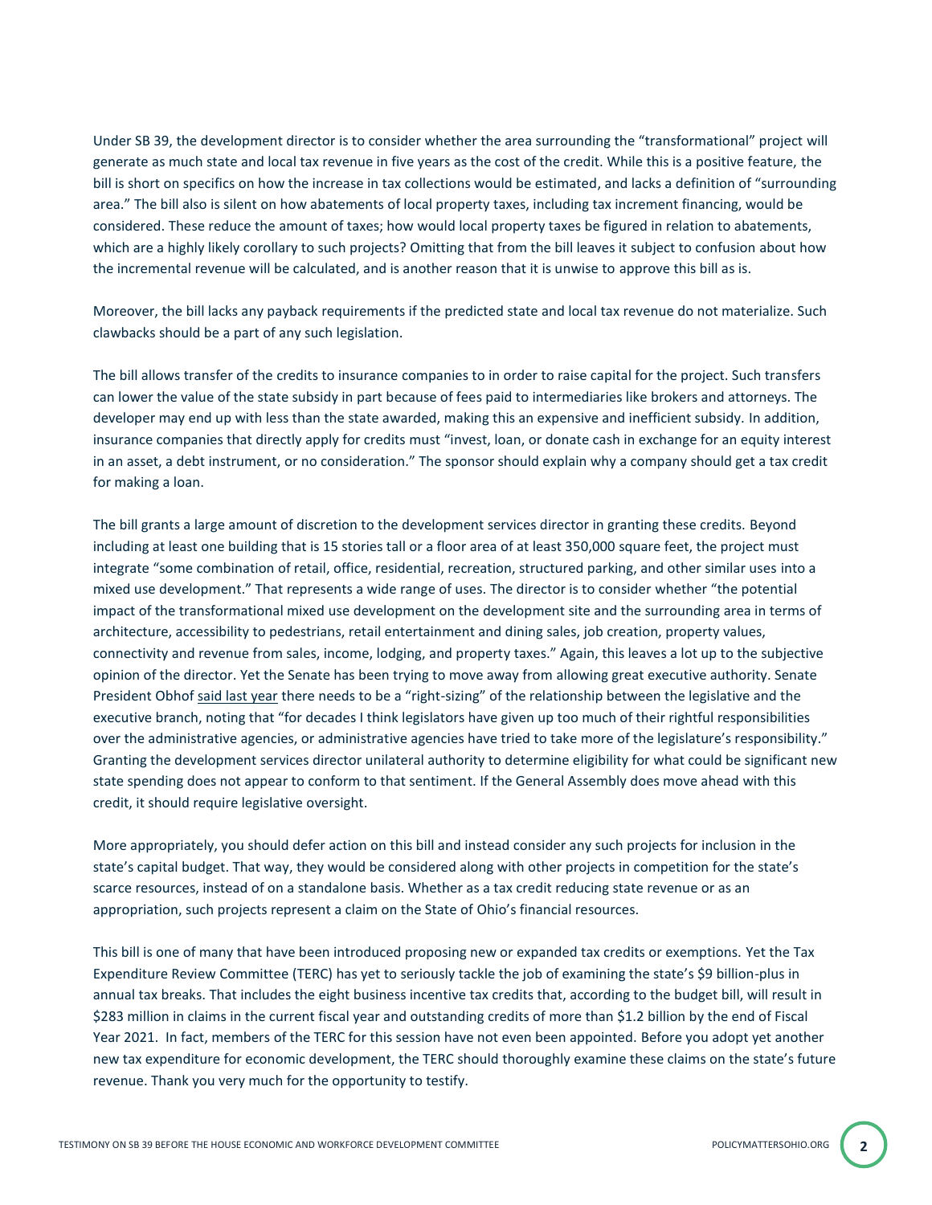Under SB 39, the development director is to consider whether the area surrounding the "transformational" project will generate as much state and local tax revenue in five years as the cost of the credit. While this is a positive feature, the bill is short on specifics on how the increase in tax collections would be estimated, and lacks a definition of "surrounding area." The bill also is silent on how abatements of local property taxes, including tax increment financing, would be considered. These reduce the amount of taxes; how would local property taxes be figured in relation to abatements, which are a highly likely corollary to such projects? Omitting that from the bill leaves it subject to confusion about how the incremental revenue will be calculated, and is another reason that it is unwise to approve this bill as is.

Moreover, the bill lacks any payback requirements if the predicted state and local tax revenue do not materialize. Such clawbacks should be a part of any such legislation.

The bill allows transfer of the credits to insurance companies to in order to raise capital for the project. Such transfers can lower the value of the state subsidy in part because of fees paid to intermediaries like brokers and attorneys. The developer may end up with less than the state awarded, making this an expensive and inefficient subsidy. In addition, insurance companies that directly apply for credits must "invest, loan, or donate cash in exchange for an equity interest in an asset, a debt instrument, or no consideration." The sponsor should explain why a company should get a tax credit for making a loan.

The bill grants a large amount of discretion to the development services director in granting these credits. Beyond including at least one building that is 15 stories tall or a floor area of at least 350,000 square feet, the project must integrate "some combination of retail, office, residential, recreation, structured parking, and other similar uses into a mixed use development." That represents a wide range of uses. The director is to consider whether "the potential impact of the transformational mixed use development on the development site and the surrounding area in terms of architecture, accessibility to pedestrians, retail entertainment and dining sales, job creation, property values, connectivity and revenue from sales, income, lodging, and property taxes." Again, this leaves a lot up to the subjective opinion of the director. Yet the Senate has been trying to move away from allowing great executive authority. Senate President Obhof said last year there needs to be a "right-sizing" of the relationship between the legislative and the executive branch, noting that "for decades I think legislators have given up too much of their rightful responsibilities over the administrative agencies, or administrative agencies have tried to take more of the legislature's responsibility." Granting the development services director unilateral authority to determine eligibility for what could be significant new state spending does not appear to conform to that sentiment. If the General Assembly does move ahead with this credit, it should require legislative oversight.

More appropriately, you should defer action on this bill and instead consider any such projects for inclusion in the state's capital budget. That way, they would be considered along with other projects in competition for the state's scarce resources, instead of on a standalone basis. Whether as a tax credit reducing state revenue or as an appropriation, such projects represent a claim on the State of Ohio's financial resources.

This bill is one of many that have been introduced proposing new or expanded tax credits or exemptions. Yet the Tax Expenditure Review Committee (TERC) has yet to seriously tackle the job of examining the state's $9 billion-plus in annual tax breaks. That includes the eight business incentive tax credits that, according to the budget bill, will result in $283 million in claims in the current fiscal year and outstanding credits of more than $1.2 billion by the end of Fiscal Year 2021. In fact, members of the TERC for this session have not even been appointed. Before you adopt yet another new tax expenditure for economic development, the TERC should thoroughly examine these claims on the state's future revenue. Thank you very much for the opportunity to testify.